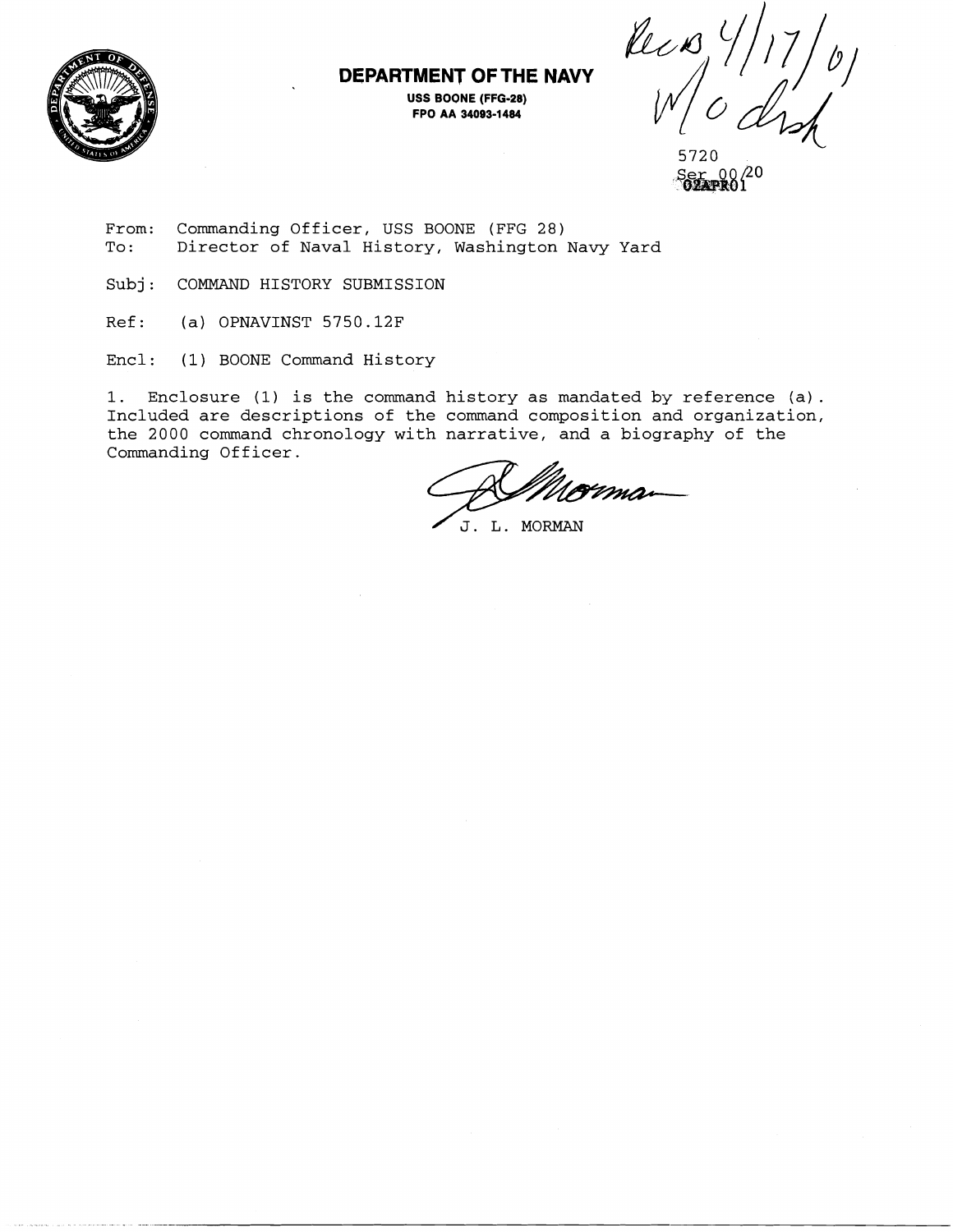**DEPARTMENT OF THE NAVY**

**USS BOONE (FFG-28)**
**FPO AA 34093-1484**

Recd 4/17/01
W/o disk

5720
Ser 00/20
02APR01

From: Commanding Officer, USS BOONE (FFG 28)
To: Director of Naval History, Washington Navy Yard

Subj: COMMAND HISTORY SUBMISSION

Ref: (a) OPNAVINST 5750.12F

Encl: (1) BOONE Command History

1. Enclosure (1) is the command history as mandated by reference (a). Included are descriptions of the command composition and organization, the 2000 command chronology with narrative, and a biography of the Commanding Officer.

J. L. MORMAN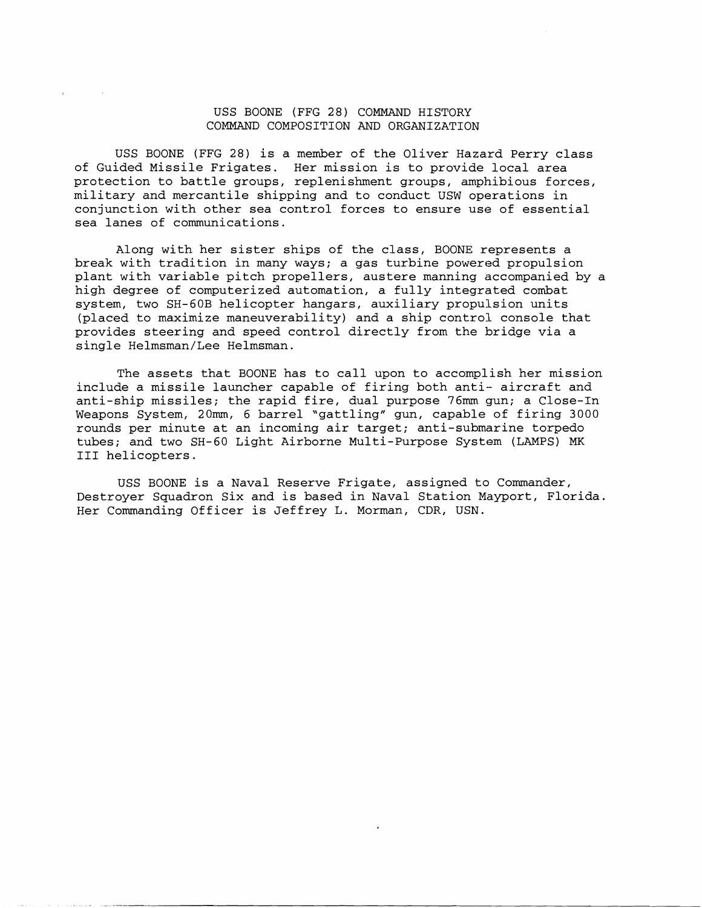# USS BOONE (FFG 28) COMMAND HISTORY
## COMMAND COMPOSITION AND ORGANIZATION

USS BOONE (FFG 28) is a member of the Oliver Hazard Perry class of Guided Missile Frigates. Her mission is to provide local area protection to battle groups, replenishment groups, amphibious forces, military and mercantile shipping and to conduct USW operations in conjunction with other sea control forces to ensure use of essential sea lanes of communications.

Along with her sister ships of the class, BOONE represents a break with tradition in many ways; a gas turbine powered propulsion plant with variable pitch propellers, austere manning accompanied by a high degree of computerized automation, a fully integrated combat system, two SH-60B helicopter hangars, auxiliary propulsion units (placed to maximize maneuverability) and a ship control console that provides steering and speed control directly from the bridge via a single Helmsman/Lee Helmsman.

The assets that BOONE has to call upon to accomplish her mission include a missile launcher capable of firing both anti- aircraft and anti-ship missiles; the rapid fire, dual purpose 76mm gun; a Close-In Weapons System, 20mm, 6 barrel "gattling" gun, capable of firing 3000 rounds per minute at an incoming air target; anti-submarine torpedo tubes; and two SH-60 Light Airborne Multi-Purpose System (LAMPS) MK III helicopters.

USS BOONE is a Naval Reserve Frigate, assigned to Commander, Destroyer Squadron Six and is based in Naval Station Mayport, Florida. Her Commanding Officer is Jeffrey L. Morman, CDR, USN.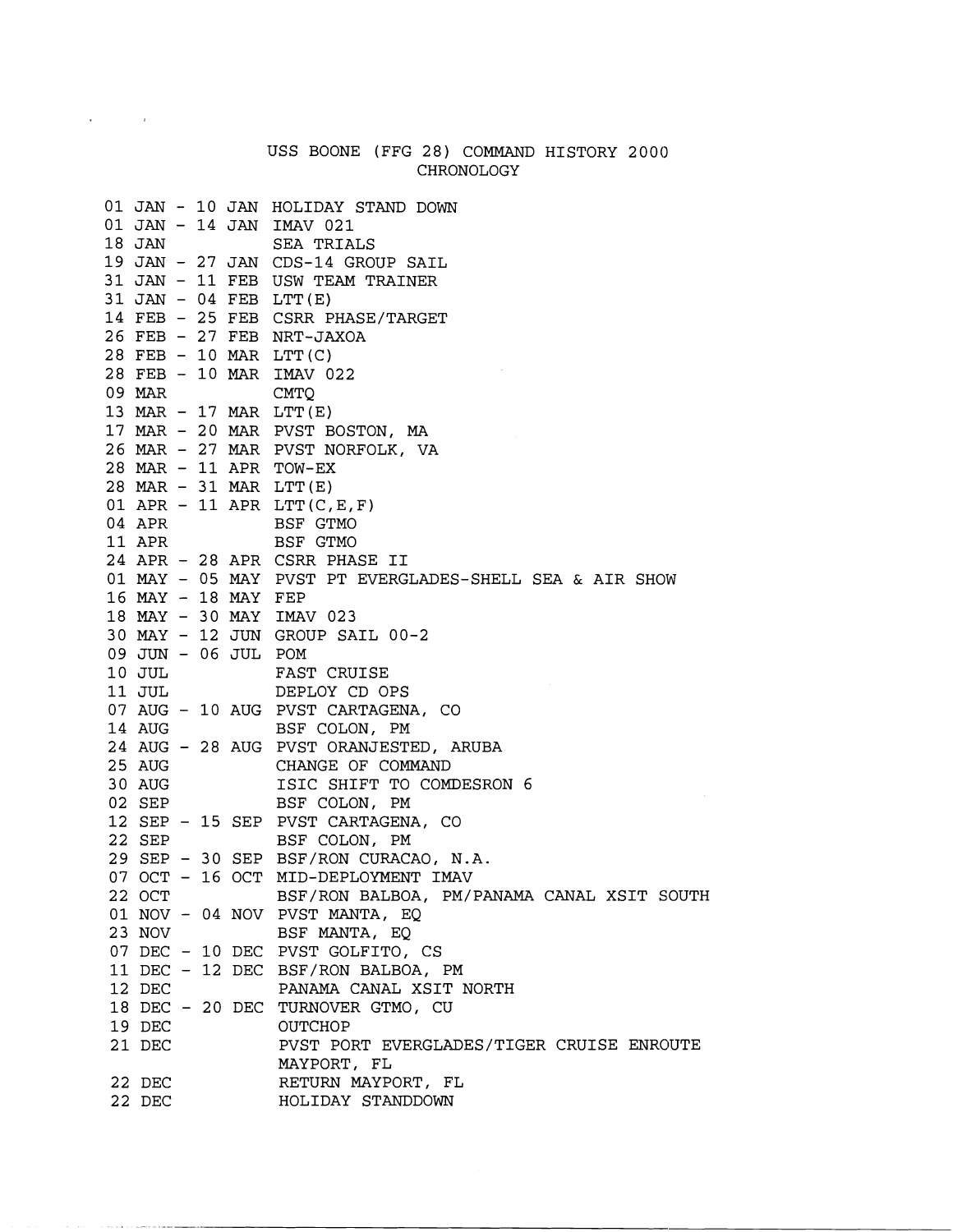# USS BOONE (FFG 28) COMMAND HISTORY 2000

## CHRONOLOGY

| Date | Event |
|---|---|
| 01 JAN - 10 JAN | HOLIDAY STAND DOWN |
| 01 JAN - 14 JAN | IMAV 021 |
| 18 JAN | SEA TRIALS |
| 19 JAN - 27 JAN | CDS-14 GROUP SAIL |
| 31 JAN - 11 FEB | USW TEAM TRAINER |
| 31 JAN - 04 FEB | LTT(E) |
| 14 FEB - 25 FEB | CSRR PHASE/TARGET |
| 26 FEB - 27 FEB | NRT-JAXOA |
| 28 FEB - 10 MAR | LTT(C) |
| 28 FEB - 10 MAR | IMAV 022 |
| 09 MAR | CMTQ |
| 13 MAR - 17 MAR | LTT(E) |
| 17 MAR - 20 MAR | PVST BOSTON, MA |
| 26 MAR - 27 MAR | PVST NORFOLK, VA |
| 28 MAR - 11 APR | TOW-EX |
| 28 MAR - 31 MAR | LTT(E) |
| 01 APR - 11 APR | LTT(C,E,F) |
| 04 APR | BSF GTMO |
| 11 APR | BSF GTMO |
| 24 APR - 28 APR | CSRR PHASE II |
| 01 MAY - 05 MAY | PVST PT EVERGLADES-SHELL SEA & AIR SHOW |
| 16 MAY - 18 MAY | FEP |
| 18 MAY - 30 MAY | IMAV 023 |
| 30 MAY - 12 JUN | GROUP SAIL 00-2 |
| 09 JUN - 06 JUL | POM |
| 10 JUL | FAST CRUISE |
| 11 JUL | DEPLOY CD OPS |
| 07 AUG - 10 AUG | PVST CARTAGENA, CO |
| 14 AUG | BSF COLON, PM |
| 24 AUG - 28 AUG | PVST ORANJESTED, ARUBA |
| 25 AUG | CHANGE OF COMMAND |
| 30 AUG | ISIC SHIFT TO COMDESRON 6 |
| 02 SEP | BSF COLON, PM |
| 12 SEP - 15 SEP | PVST CARTAGENA, CO |
| 22 SEP | BSF COLON, PM |
| 29 SEP - 30 SEP | BSF/RON CURACAO, N.A. |
| 07 OCT - 16 OCT | MID-DEPLOYMENT IMAV |
| 22 OCT | BSF/RON BALBOA, PM/PANAMA CANAL XSIT SOUTH |
| 01 NOV - 04 NOV | PVST MANTA, EQ |
| 23 NOV | BSF MANTA, EQ |
| 07 DEC - 10 DEC | PVST GOLFITO, CS |
| 11 DEC - 12 DEC | BSF/RON BALBOA, PM |
| 12 DEC | PANAMA CANAL XSIT NORTH |
| 18 DEC - 20 DEC | TURNOVER GTMO, CU |
| 19 DEC | OUTCHOP |
| 21 DEC | PVST PORT EVERGLADES/TIGER CRUISE ENROUTE MAYPORT, FL |
| 22 DEC | RETURN MAYPORT, FL |
| 22 DEC | HOLIDAY STANDDOWN |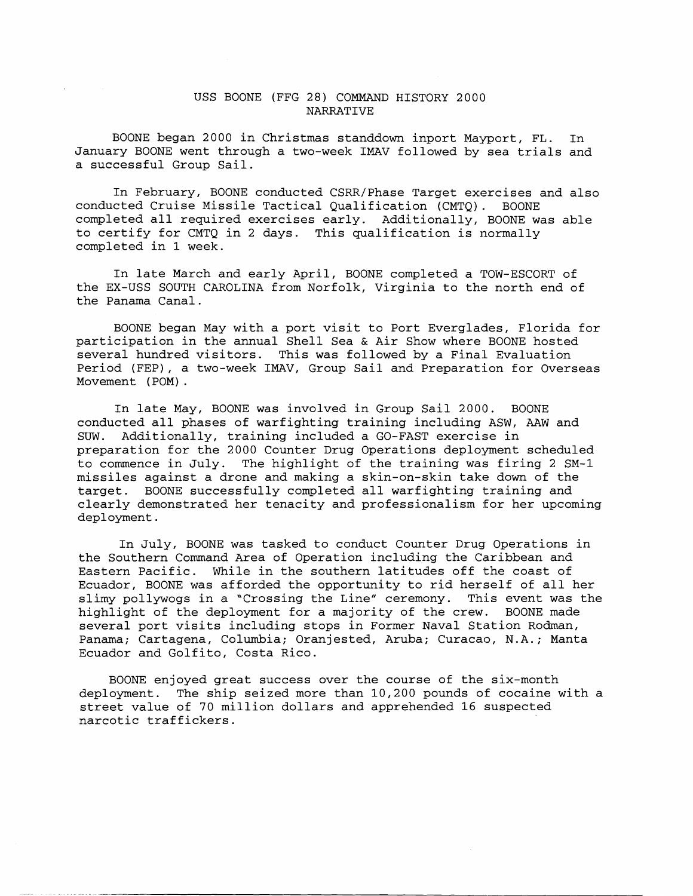# USS BOONE (FFG 28) COMMAND HISTORY 2000
## NARRATIVE

BOONE began 2000 in Christmas standdown inport Mayport, FL. In January BOONE went through a two-week IMAV followed by sea trials and a successful Group Sail.

In February, BOONE conducted CSRR/Phase Target exercises and also conducted Cruise Missile Tactical Qualification (CMTQ). BOONE completed all required exercises early. Additionally, BOONE was able to certify for CMTQ in 2 days. This qualification is normally completed in 1 week.

In late March and early April, BOONE completed a TOW-ESCORT of the EX-USS SOUTH CAROLINA from Norfolk, Virginia to the north end of the Panama Canal.

BOONE began May with a port visit to Port Everglades, Florida for participation in the annual Shell Sea & Air Show where BOONE hosted several hundred visitors. This was followed by a Final Evaluation Period (FEP), a two-week IMAV, Group Sail and Preparation for Overseas Movement (POM).

In late May, BOONE was involved in Group Sail 2000. BOONE conducted all phases of warfighting training including ASW, AAW and SUW. Additionally, training included a GO-FAST exercise in preparation for the 2000 Counter Drug Operations deployment scheduled to commence in July. The highlight of the training was firing 2 SM-1 missiles against a drone and making a skin-on-skin take down of the target. BOONE successfully completed all warfighting training and clearly demonstrated her tenacity and professionalism for her upcoming deployment.

In July, BOONE was tasked to conduct Counter Drug Operations in the Southern Command Area of Operation including the Caribbean and Eastern Pacific. While in the southern latitudes off the coast of Ecuador, BOONE was afforded the opportunity to rid herself of all her slimy pollywogs in a "Crossing the Line" ceremony. This event was the highlight of the deployment for a majority of the crew. BOONE made several port visits including stops in Former Naval Station Rodman, Panama; Cartagena, Columbia; Oranjested, Aruba; Curacao, N.A.; Manta Ecuador and Golfito, Costa Rico.

BOONE enjoyed great success over the course of the six-month deployment. The ship seized more than 10,200 pounds of cocaine with a street value of 70 million dollars and apprehended 16 suspected narcotic traffickers.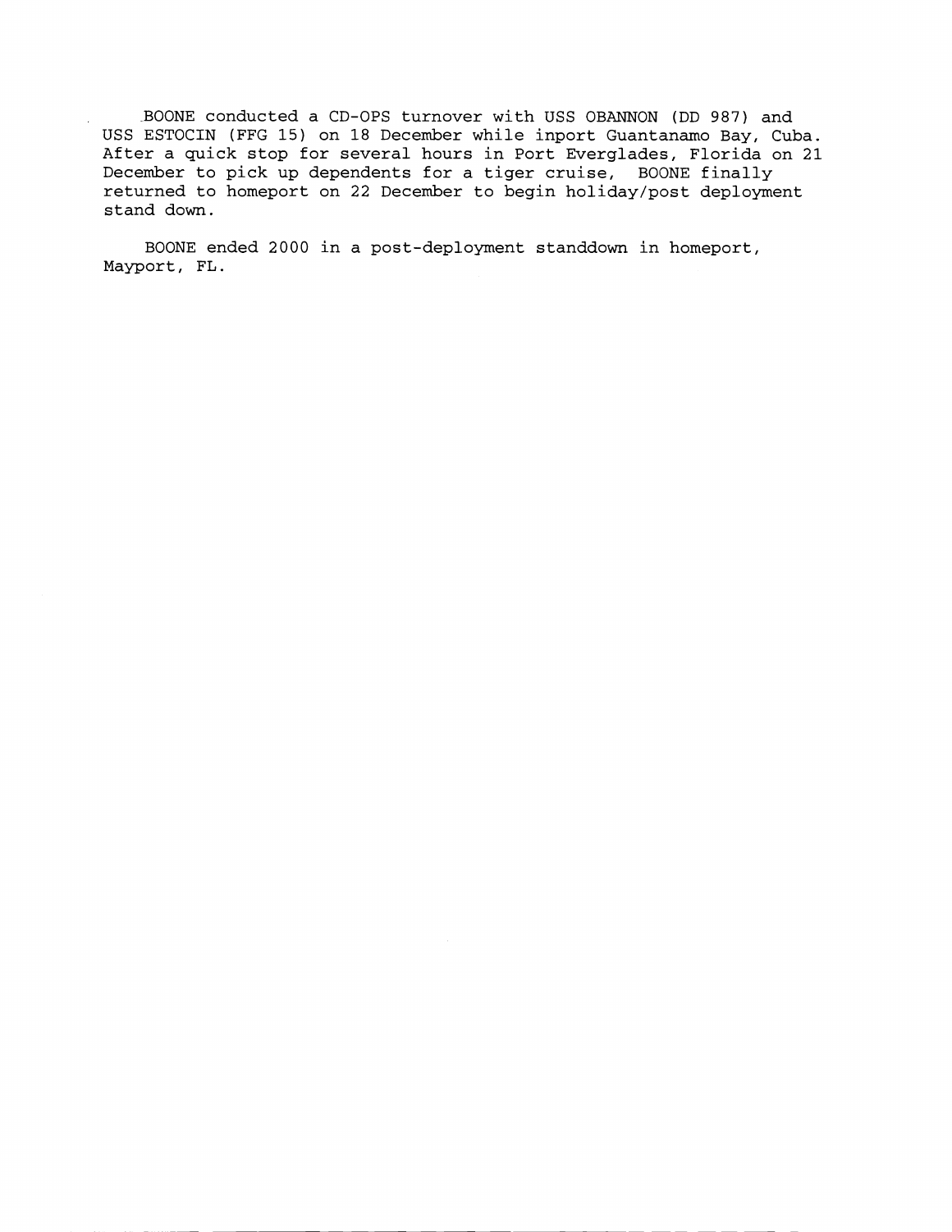BOONE conducted a CD-OPS turnover with USS OBANNON (DD 987) and USS ESTOCIN (FFG 15) on 18 December while inport Guantanamo Bay, Cuba. After a quick stop for several hours in Port Everglades, Florida on 21 December to pick up dependents for a tiger cruise, BOONE finally returned to homeport on 22 December to begin holiday/post deployment stand down.

BOONE ended 2000 in a post-deployment standdown in homeport, Mayport, FL.